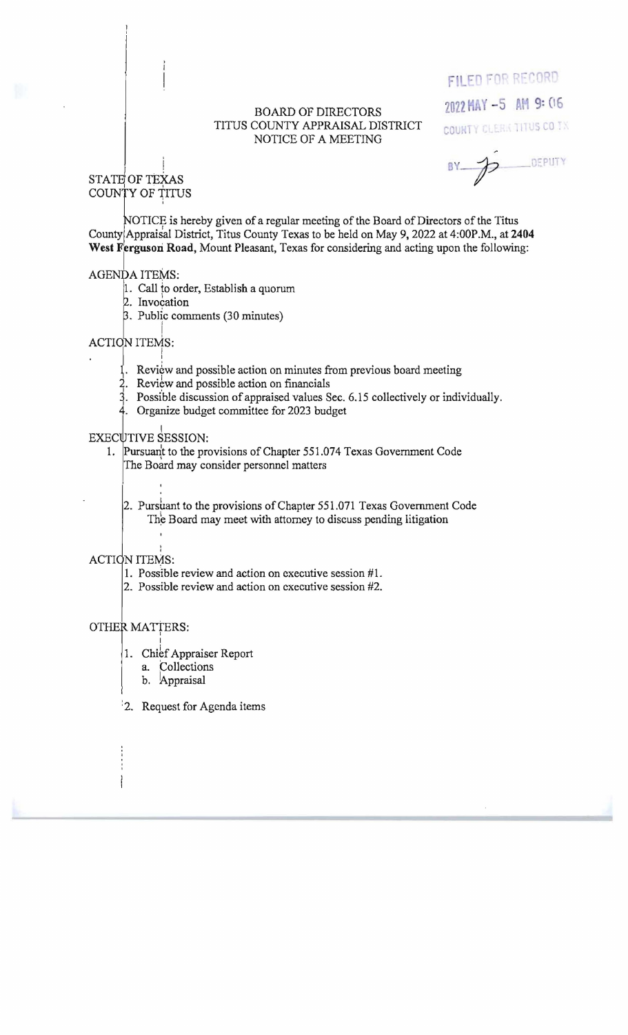FILED FOR RECORD
2022 MAY -5 AM 9:06
COUNTY CLERK TITUS CO TX
BY ______ DEPUTY

# BOARD OF DIRECTORS
# TITUS COUNTY APPRAISAL DISTRICT
# NOTICE OF A MEETING

STATE OF TEXAS
COUNTY OF TITUS

NOTICE is hereby given of a regular meeting of the Board of Directors of the Titus County Appraisal District, Titus County Texas to be held on May 9, 2022 at 4:00P.M., at **2404 West Ferguson Road,** Mount Pleasant, Texas for considering and acting upon the following:

AGENDA ITEMS:

1. Call to order, Establish a quorum
2. Invocation
3. Public comments (30 minutes)

ACTION ITEMS:

1. Review and possible action on minutes from previous board meeting
2. Review and possible action on financials
3. Possible discussion of appraised values Sec. 6.15 collectively or individually.
4. Organize budget committee for 2023 budget

EXECUTIVE SESSION:

1. Pursuant to the provisions of Chapter 551.074 Texas Government Code
   The Board may consider personnel matters

2. Pursuant to the provisions of Chapter 551.071 Texas Government Code
   The Board may meet with attorney to discuss pending litigation

ACTION ITEMS:

1. Possible review and action on executive session #1.
2. Possible review and action on executive session #2.

OTHER MATTERS:

1. Chief Appraiser Report
   a. Collections
   b. Appraisal

2. Request for Agenda items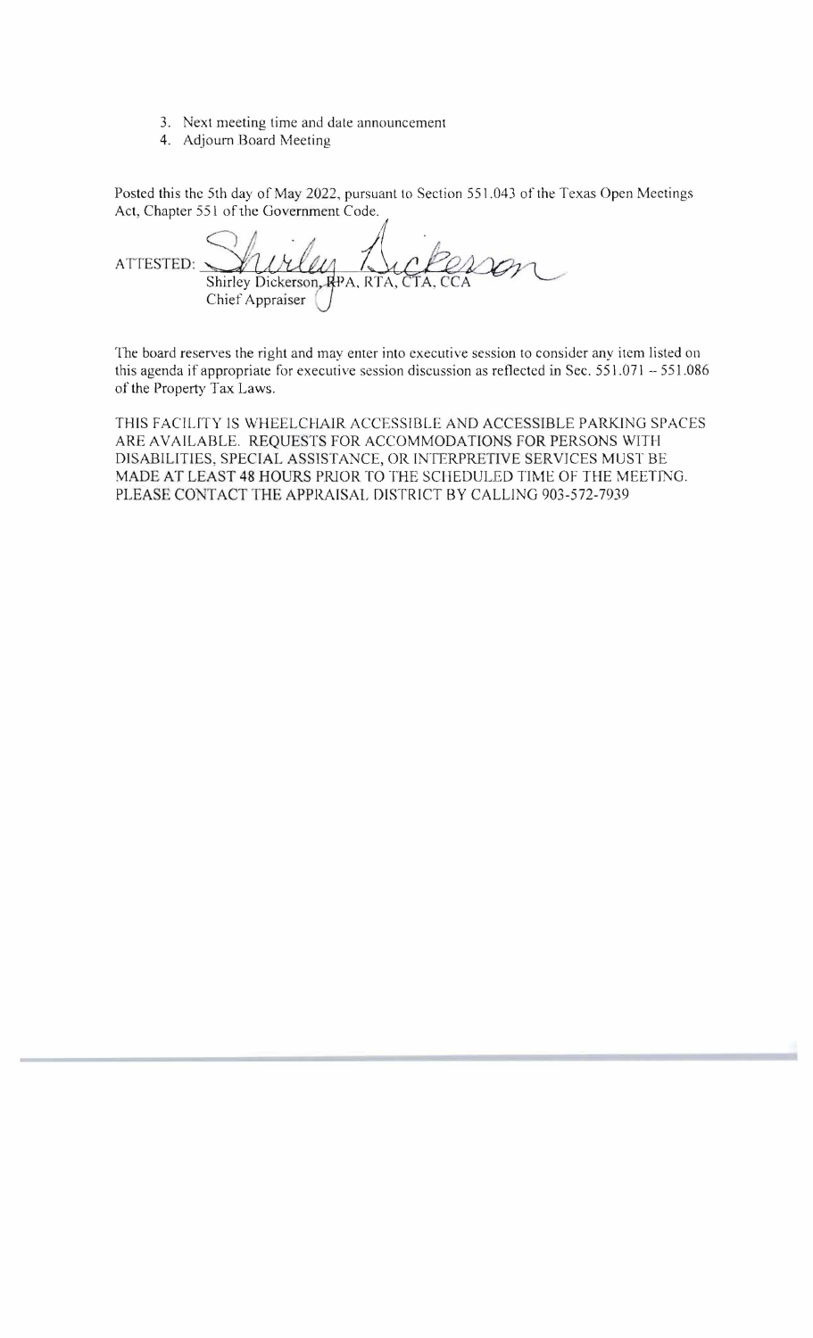3. Next meeting time and date announcement
4. Adjourn Board Meeting

Posted this the 5th day of May 2022, pursuant to Section 551.043 of the Texas Open Meetings Act, Chapter 551 of the Government Code.

ATTESTED: Shirley Dickerson
Shirley Dickerson, RPA, RTA, CTA, CCA
Chief Appraiser

The board reserves the right and may enter into executive session to consider any item listed on this agenda if appropriate for executive session discussion as reflected in Sec. 551.071 – 551.086 of the Property Tax Laws.

THIS FACILITY IS WHEELCHAIR ACCESSIBLE AND ACCESSIBLE PARKING SPACES ARE AVAILABLE. REQUESTS FOR ACCOMMODATIONS FOR PERSONS WITH DISABILITIES, SPECIAL ASSISTANCE, OR INTERPRETIVE SERVICES MUST BE MADE AT LEAST 48 HOURS PRIOR TO THE SCHEDULED TIME OF THE MEETING. PLEASE CONTACT THE APPRAISAL DISTRICT BY CALLING 903-572-7939